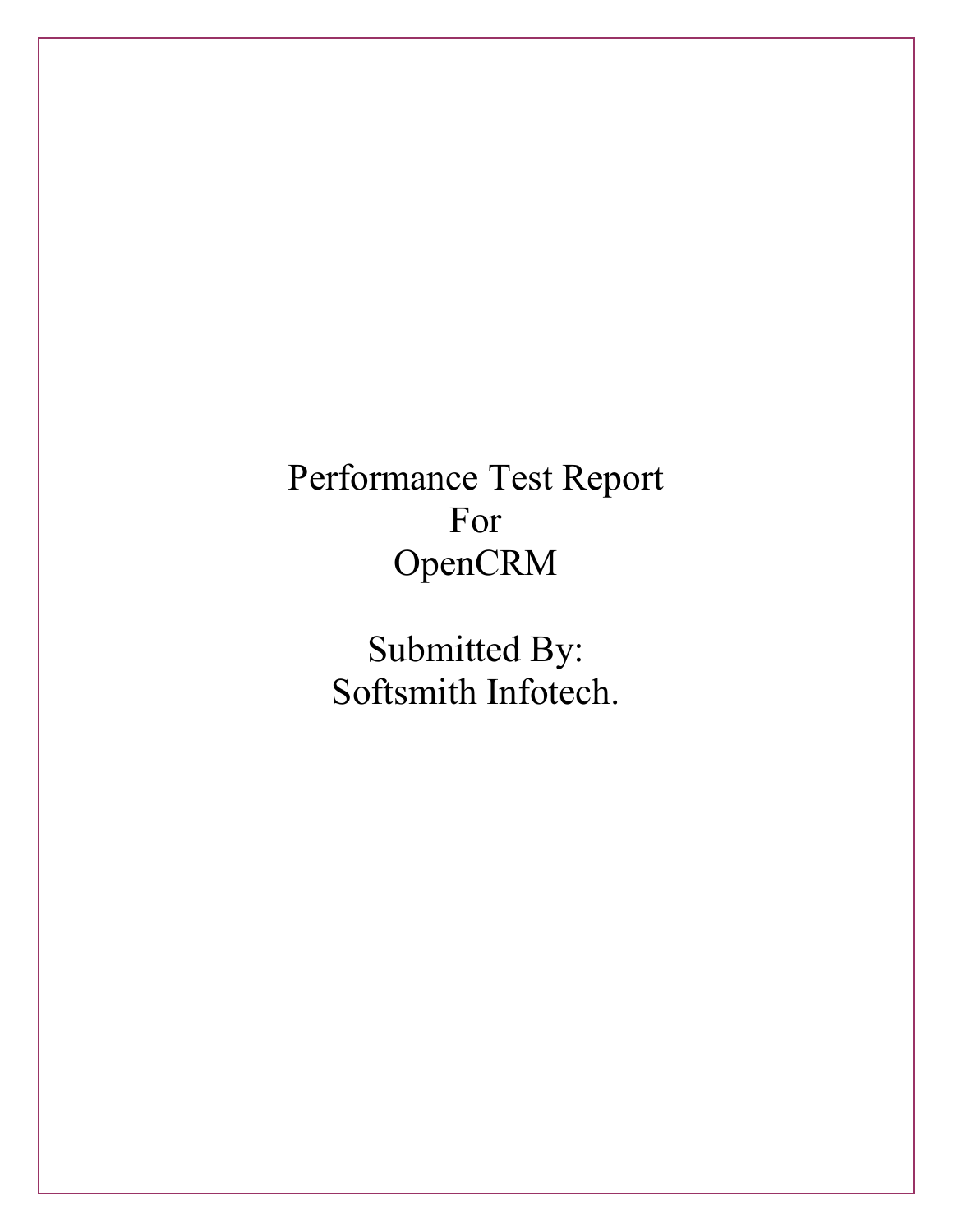# Performance Test Report
# For
# OpenCRM

Submitted By:
Softsmith Infotech.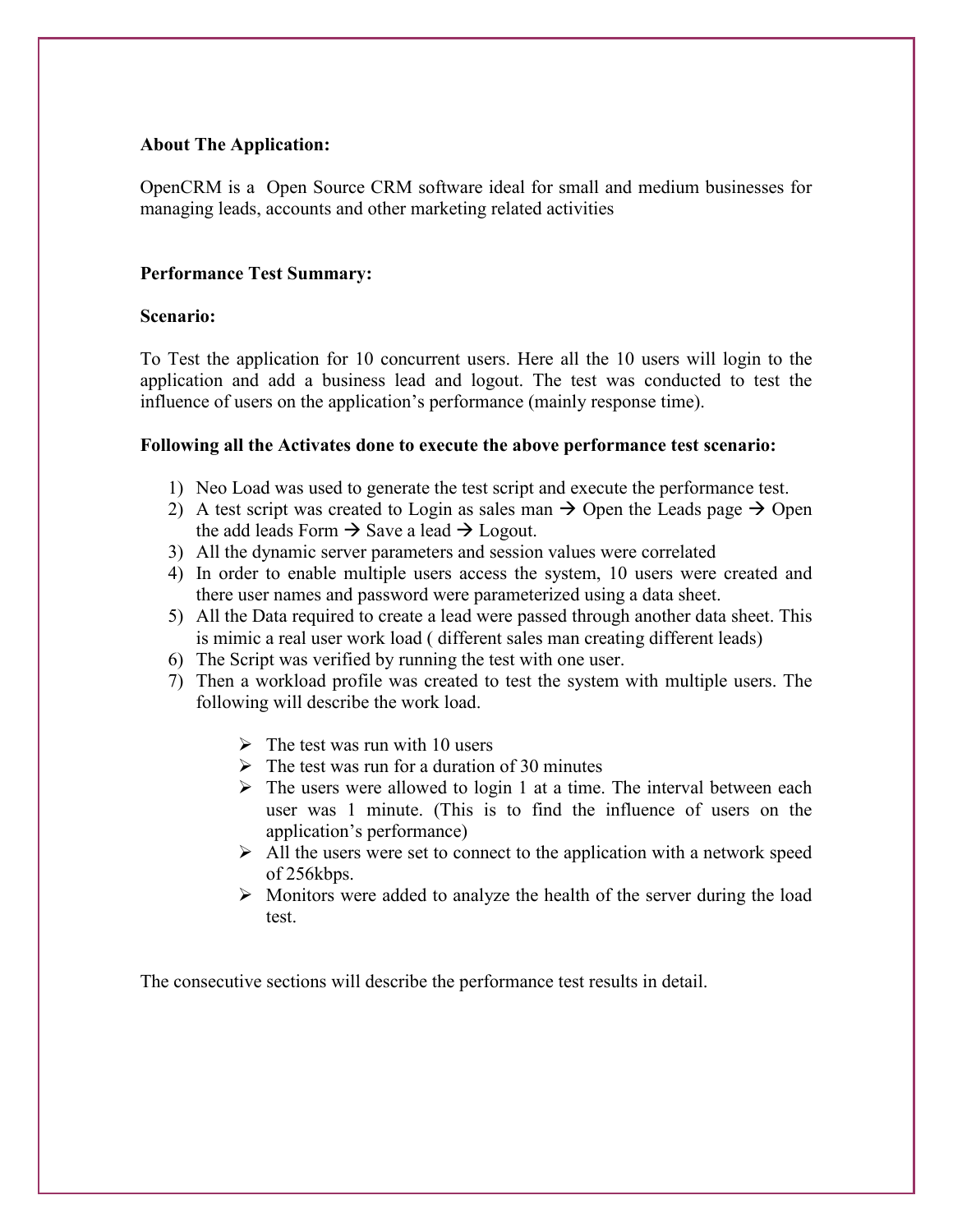**About The Application:**

OpenCRM is a Open Source CRM software ideal for small and medium businesses for managing leads, accounts and other marketing related activities

**Performance Test Summary:**

**Scenario:**

To Test the application for 10 concurrent users. Here all the 10 users will login to the application and add a business lead and logout. The test was conducted to test the influence of users on the application's performance (mainly response time).

**Following all the Activates done to execute the above performance test scenario:**

1) Neo Load was used to generate the test script and execute the performance test.
2) A test script was created to Login as sales man → Open the Leads page → Open the add leads Form → Save a lead → Logout.
3) All the dynamic server parameters and session values were correlated
4) In order to enable multiple users access the system, 10 users were created and there user names and password were parameterized using a data sheet.
5) All the Data required to create a lead were passed through another data sheet. This is mimic a real user work load ( different sales man creating different leads)
6) The Script was verified by running the test with one user.
7) Then a workload profile was created to test the system with multiple users. The following will describe the work load.
   - The test was run with 10 users
   - The test was run for a duration of 30 minutes
   - The users were allowed to login 1 at a time. The interval between each user was 1 minute. (This is to find the influence of users on the application's performance)
   - All the users were set to connect to the application with a network speed of 256kbps.
   - Monitors were added to analyze the health of the server during the load test.

The consecutive sections will describe the performance test results in detail.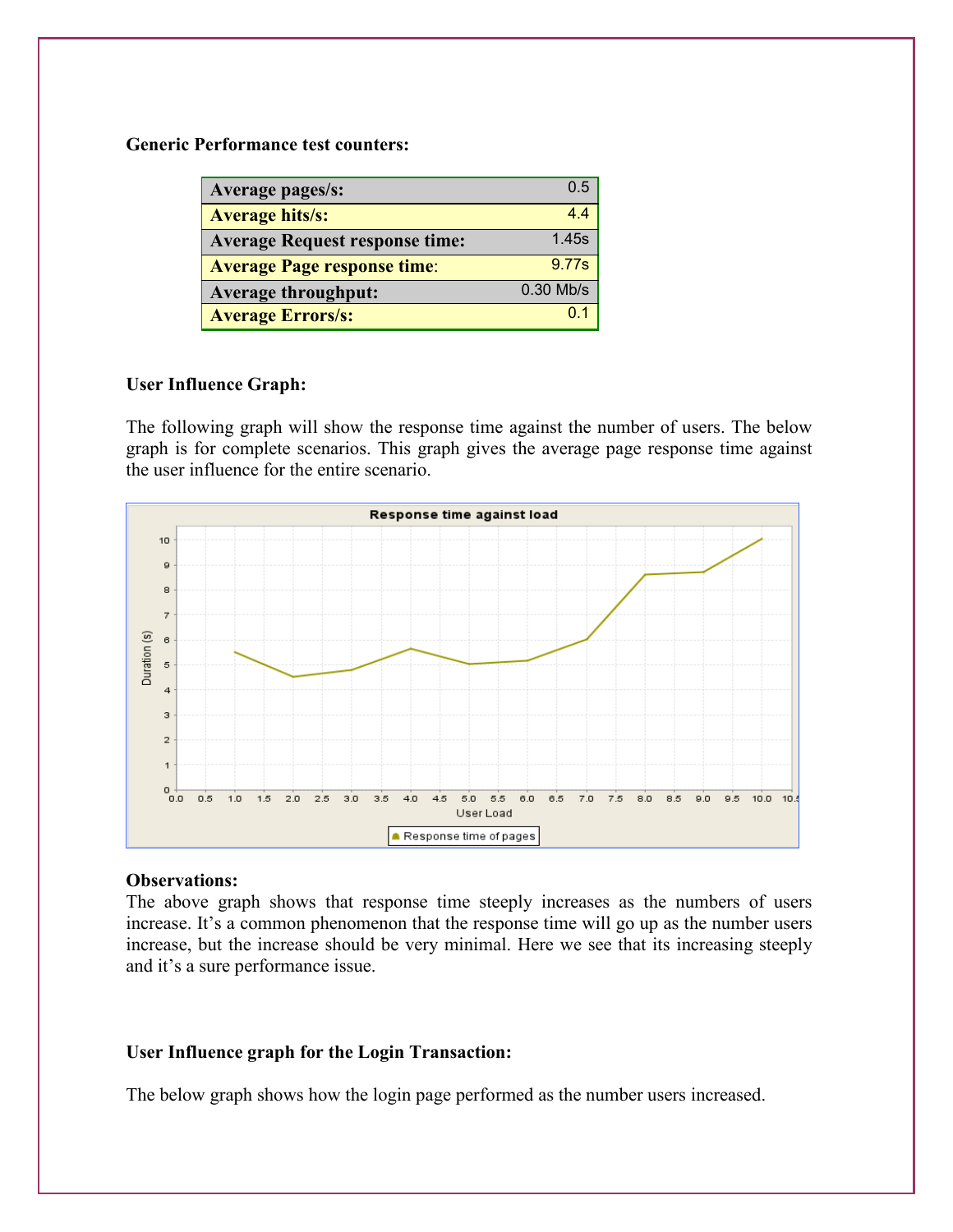**Generic Performance test counters:**

| | |
|---|---|
| **Average pages/s:** | 0.5 |
| **Average hits/s:** | 4.4 |
| **Average Request response time:** | 1.45s |
| **Average Page response time:** | 9.77s |
| **Average throughput:** | 0.30 Mb/s |
| **Average Errors/s:** | 0.1 |

**User Influence Graph:**

The following graph will show the response time against the number of users. The below graph is for complete scenarios. This graph gives the average page response time against the user influence for the entire scenario.

**Observations:**
The above graph shows that response time steeply increases as the numbers of users increase. It's a common phenomenon that the response time will go up as the number users increase, but the increase should be very minimal. Here we see that its increasing steeply and it's a sure performance issue.

**User Influence graph for the Login Transaction:**

The below graph shows how the login page performed as the number users increased.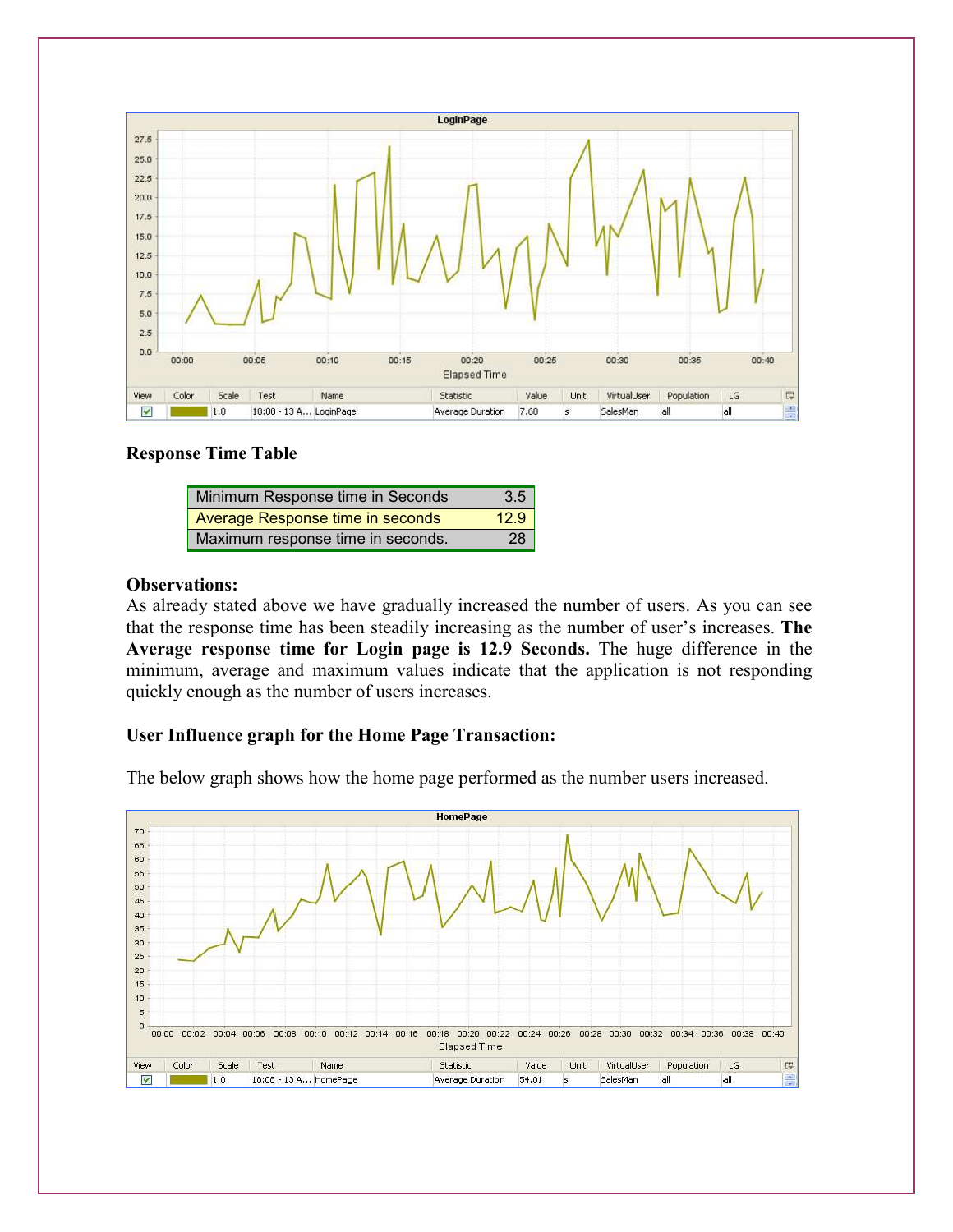**Response Time Table**

| | |
|---|---|
| Minimum Response time in Seconds | 3.5 |
| Average Response time in seconds | 12.9 |
| Maximum response time in seconds. | 28 |

**Observations:**

As already stated above we have gradually increased the number of users. As you can see that the response time has been steadily increasing as the number of user's increases. **The Average response time for Login page is 12.9 Seconds.** The huge difference in the minimum, average and maximum values indicate that the application is not responding quickly enough as the number of users increases.

**User Influence graph for the Home Page Transaction:**

The below graph shows how the home page performed as the number users increased.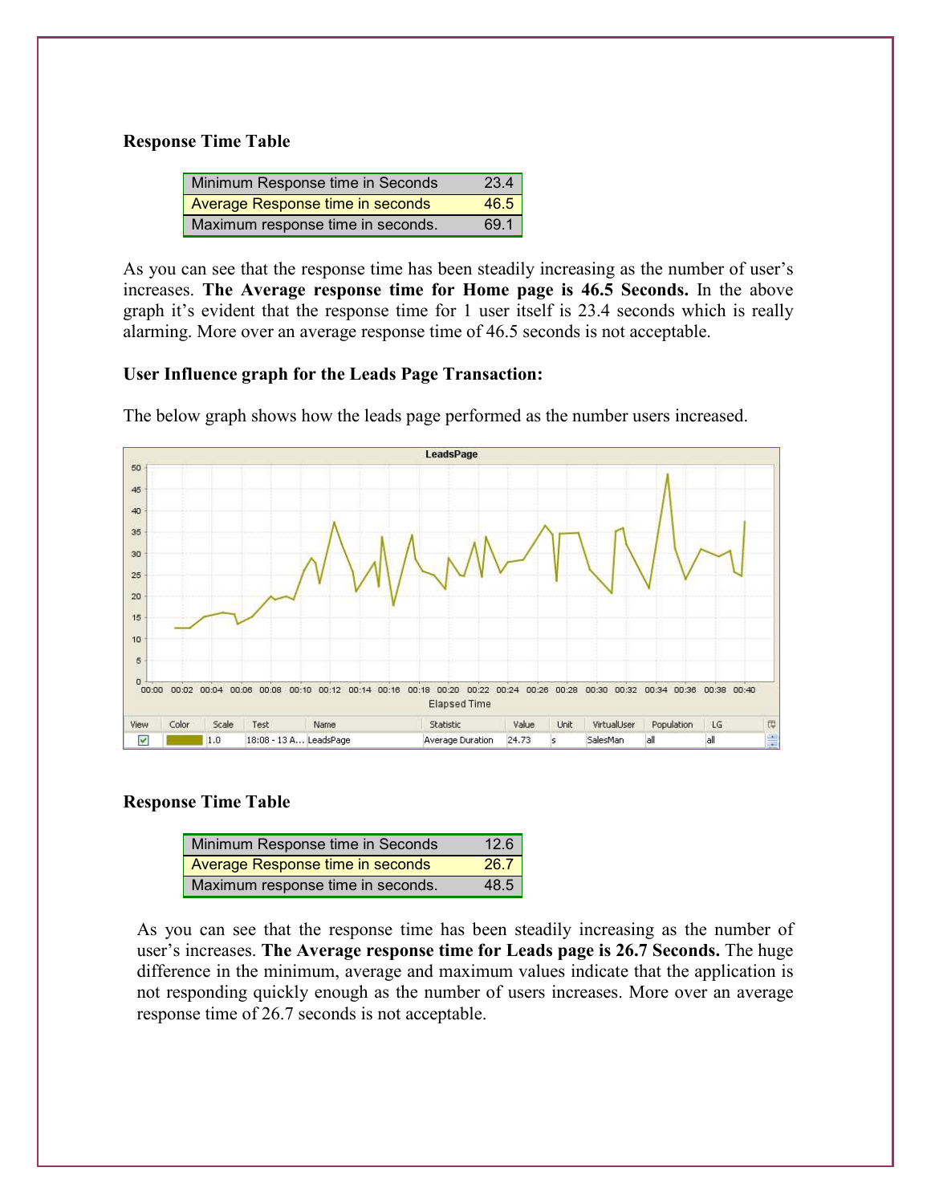**Response Time Table**

| Minimum Response time in Seconds | 23.4 |
|---|---|
| Average Response time in seconds | 46.5 |
| Maximum response time in seconds. | 69.1 |

As you can see that the response time has been steadily increasing as the number of user's increases. **The Average response time for Home page is 46.5 Seconds.** In the above graph it's evident that the response time for 1 user itself is 23.4 seconds which is really alarming. More over an average response time of 46.5 seconds is not acceptable.

**User Influence graph for the Leads Page Transaction:**

The below graph shows how the leads page performed as the number users increased.

**Response Time Table**

| Minimum Response time in Seconds | 12.6 |
|---|---|
| Average Response time in seconds | 26.7 |
| Maximum response time in seconds. | 48.5 |

As you can see that the response time has been steadily increasing as the number of user's increases. **The Average response time for Leads page is 26.7 Seconds.** The huge difference in the minimum, average and maximum values indicate that the application is not responding quickly enough as the number of users increases. More over an average response time of 26.7 seconds is not acceptable.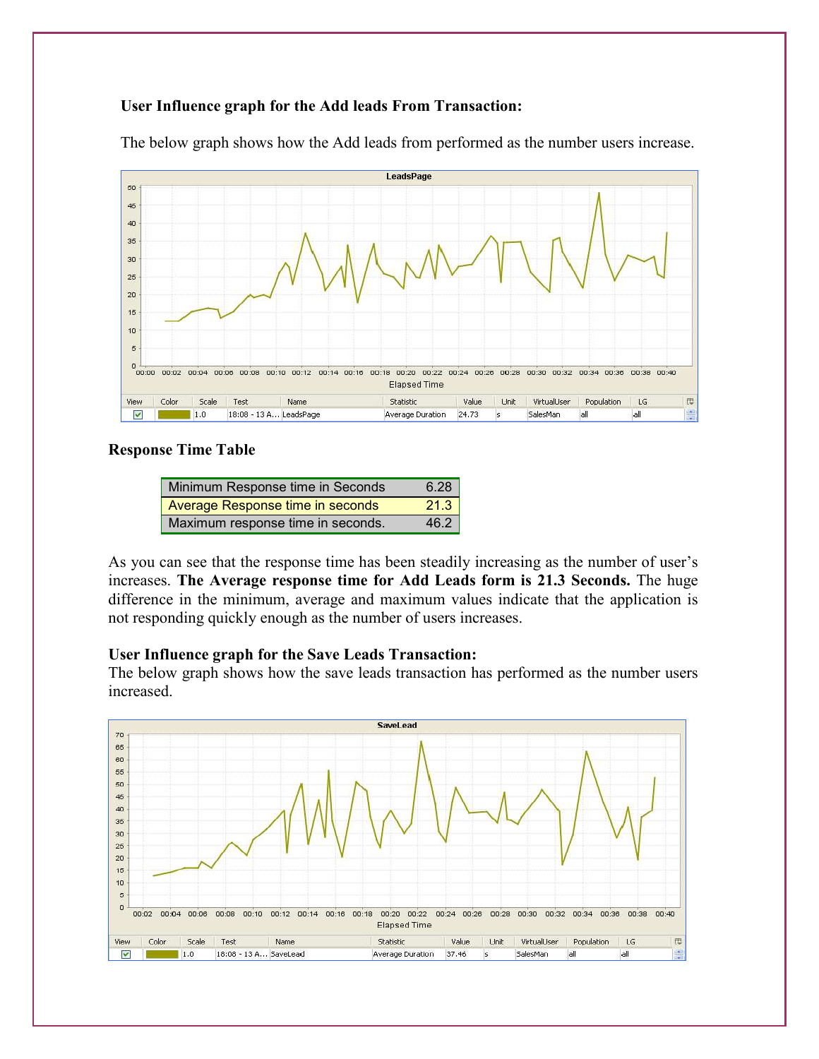**User Influence graph for the Add leads From Transaction:**

The below graph shows how the Add leads from performed as the number users increase.

**Response Time Table**

| Minimum Response time in Seconds | 6.28 |
|---|---|
| Average Response time in seconds | 21.3 |
| Maximum response time in seconds. | 46.2 |

As you can see that the response time has been steadily increasing as the number of user's increases. **The Average response time for Add Leads form is 21.3 Seconds.** The huge difference in the minimum, average and maximum values indicate that the application is not responding quickly enough as the number of users increases.

**User Influence graph for the Save Leads Transaction:**
The below graph shows how the save leads transaction has performed as the number users increased.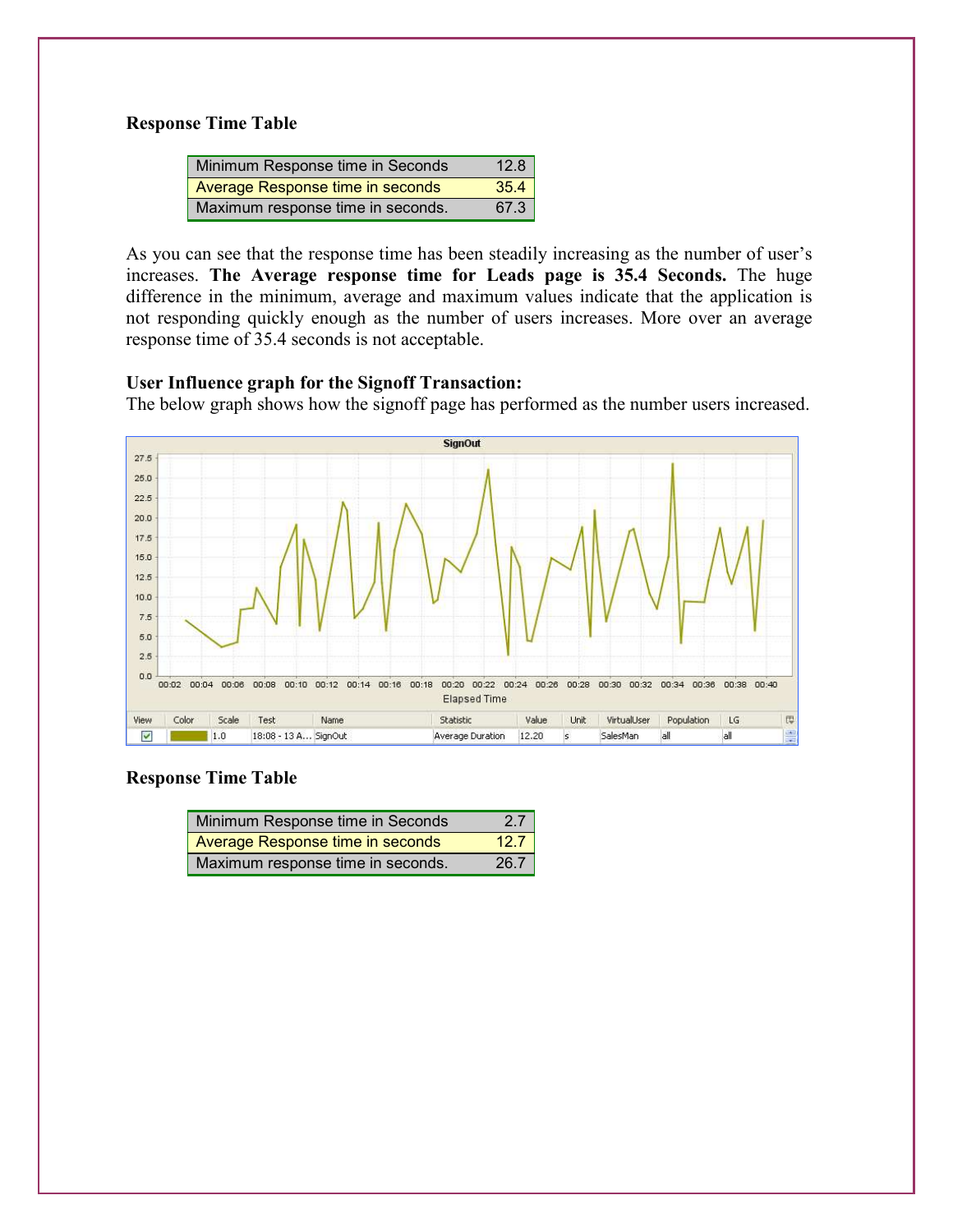**Response Time Table**

| Minimum Response time in Seconds | 12.8 |
|---|---|
| Average Response time in seconds | 35.4 |
| Maximum response time in seconds. | 67.3 |

As you can see that the response time has been steadily increasing as the number of user's increases. **The Average response time for Leads page is 35.4 Seconds.** The huge difference in the minimum, average and maximum values indicate that the application is not responding quickly enough as the number of users increases. More over an average response time of 35.4 seconds is not acceptable.

**User Influence graph for the Signoff Transaction:**

The below graph shows how the signoff page has performed as the number users increased.

**Response Time Table**

| Minimum Response time in Seconds | 2.7 |
|---|---|
| Average Response time in seconds | 12.7 |
| Maximum response time in seconds. | 26.7 |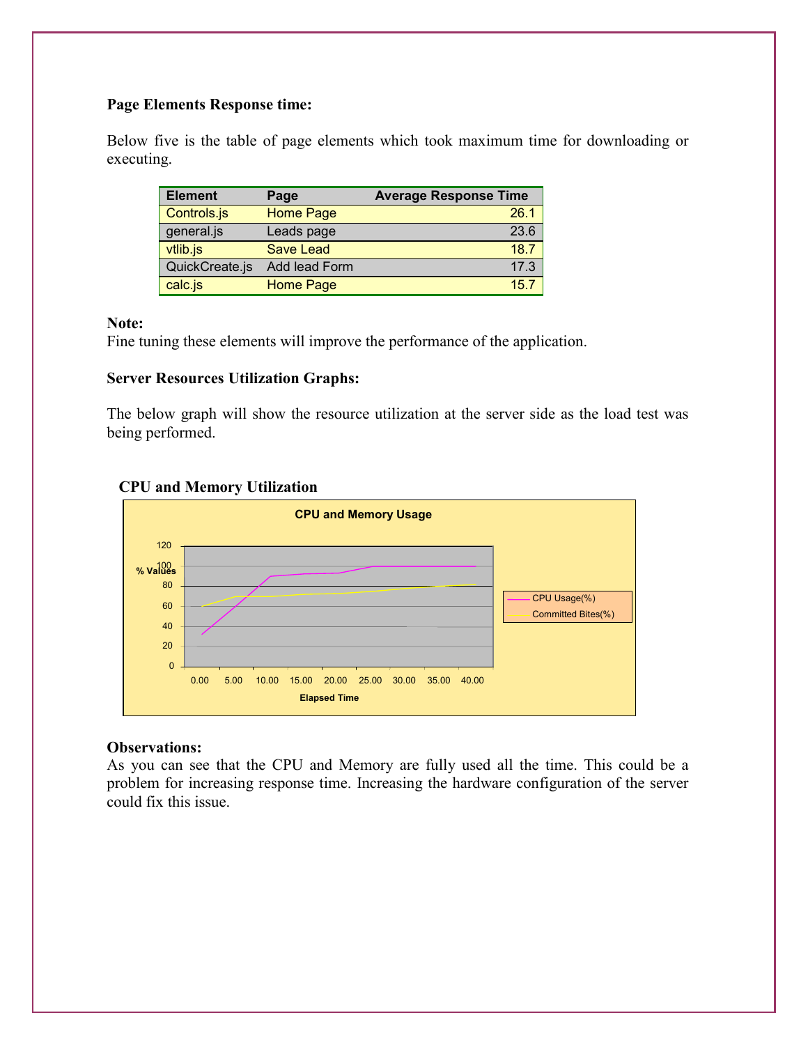**Page Elements Response time:**

Below five is the table of page elements which took maximum time for downloading or executing.

| Element | Page | Average Response Time |
| --- | --- | --- |
| Controls.js | Home Page | 26.1 |
| general.js | Leads page | 23.6 |
| vtlib.js | Save Lead | 18.7 |
| QuickCreate.js | Add lead Form | 17.3 |
| calc.js | Home Page | 15.7 |

**Note:**
Fine tuning these elements will improve the performance of the application.

**Server Resources Utilization Graphs:**

The below graph will show the resource utilization at the server side as the load test was being performed.

**CPU and Memory Utilization**

CPU and Memory Usage

**Observations:**
As you can see that the CPU and Memory are fully used all the time. This could be a problem for increasing response time. Increasing the hardware configuration of the server could fix this issue.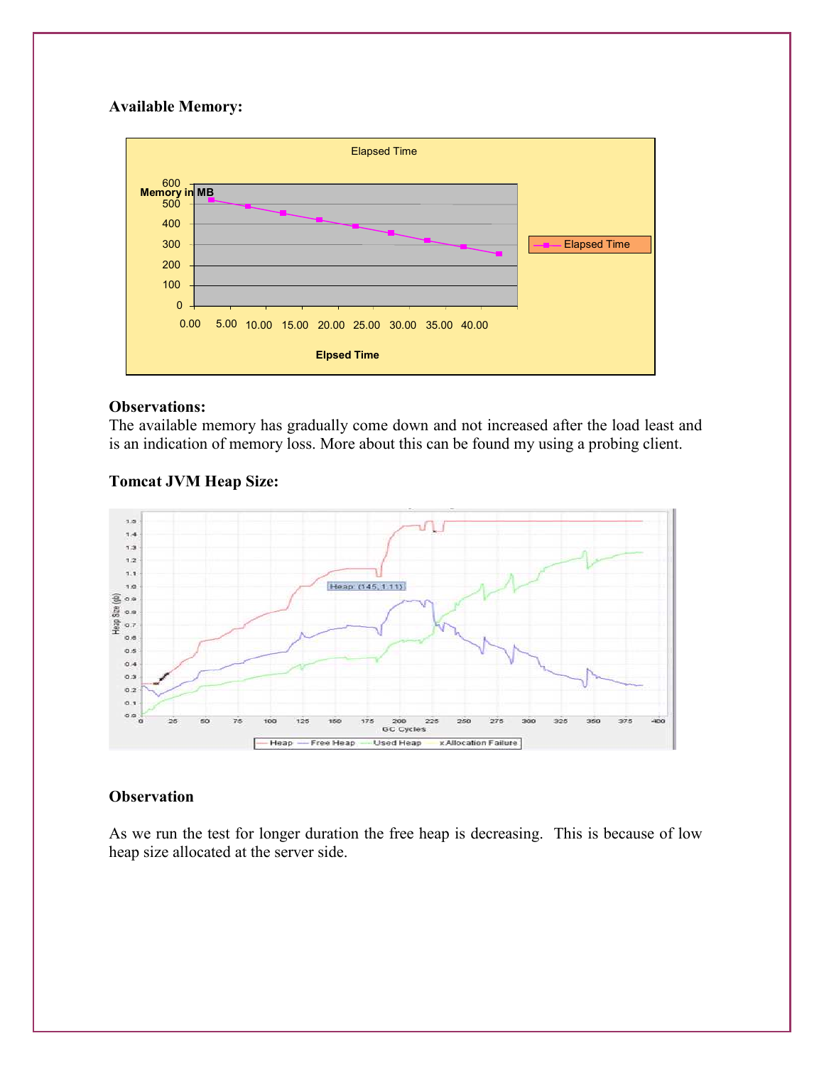**Available Memory:**

**Observations:**
The available memory has gradually come down and not increased after the load least and is an indication of memory loss. More about this can be found my using a probing client.

**Tomcat JVM Heap Size:**

**Observation**

As we run the test for longer duration the free heap is decreasing. This is because of low heap size allocated at the server side.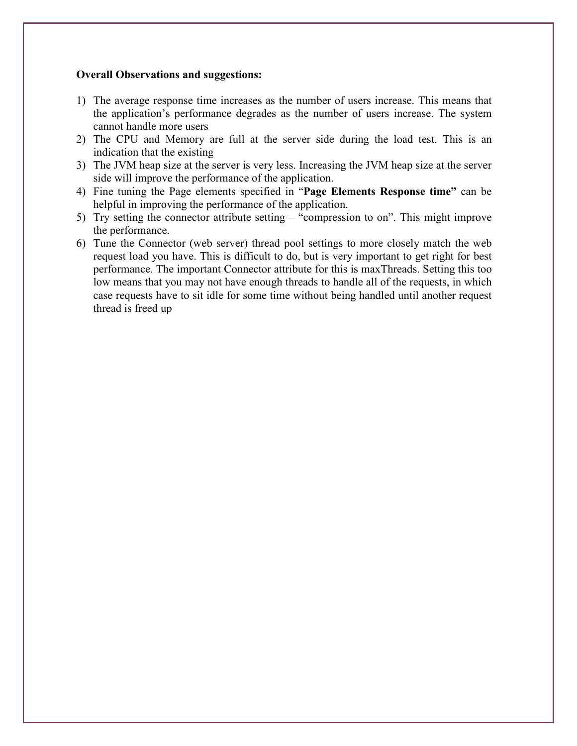**Overall Observations and suggestions:**

1) The average response time increases as the number of users increase. This means that the application's performance degrades as the number of users increase. The system cannot handle more users
2) The CPU and Memory are full at the server side during the load test. This is an indication that the existing
3) The JVM heap size at the server is very less. Increasing the JVM heap size at the server side will improve the performance of the application.
4) Fine tuning the Page elements specified in "**Page Elements Response time"** can be helpful in improving the performance of the application.
5) Try setting the connector attribute setting – "compression to on". This might improve the performance.
6) Tune the Connector (web server) thread pool settings to more closely match the web request load you have. This is difficult to do, but is very important to get right for best performance. The important Connector attribute for this is maxThreads. Setting this too low means that you may not have enough threads to handle all of the requests, in which case requests have to sit idle for some time without being handled until another request thread is freed up